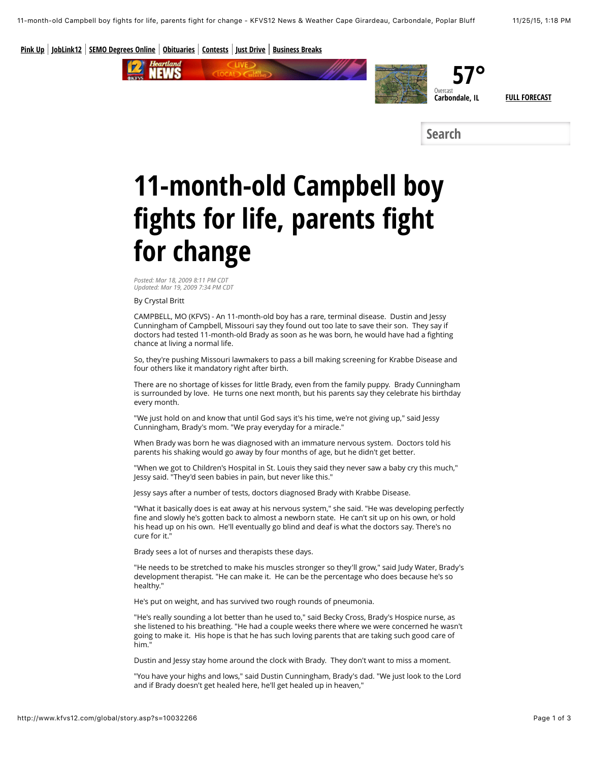# 11-month-old Campbell boy fights for life, parents fight for change

*Posted: Mar 18, 2009 8:11 PM CDT*
*Updated: Mar 19, 2009 7:34 PM CDT*

By Crystal Britt

CAMPBELL, MO (KFVS) - An 11-month-old boy has a rare, terminal disease. Dustin and Jessy Cunningham of Campbell, Missouri say they found out too late to save their son. They say if doctors had tested 11-month-old Brady as soon as he was born, he would have had a fighting chance at living a normal life.

So, they're pushing Missouri lawmakers to pass a bill making screening for Krabbe Disease and four others like it mandatory right after birth.

There are no shortage of kisses for little Brady, even from the family puppy. Brady Cunningham is surrounded by love. He turns one next month, but his parents say they celebrate his birthday every month.

"We just hold on and know that until God says it's his time, we're not giving up," said Jessy Cunningham, Brady's mom. "We pray everyday for a miracle."

When Brady was born he was diagnosed with an immature nervous system. Doctors told his parents his shaking would go away by four months of age, but he didn't get better.

"When we got to Children's Hospital in St. Louis they said they never saw a baby cry this much," Jessy said. "They'd seen babies in pain, but never like this."

Jessy says after a number of tests, doctors diagnosed Brady with Krabbe Disease.

"What it basically does is eat away at his nervous system," she said. "He was developing perfectly fine and slowly he's gotten back to almost a newborn state. He can't sit up on his own, or hold his head up on his own. He'll eventually go blind and deaf is what the doctors say. There's no cure for it."

Brady sees a lot of nurses and therapists these days.

"He needs to be stretched to make his muscles stronger so they'll grow," said Judy Water, Brady's development therapist. "He can make it. He can be the percentage who does because he's so healthy."

He's put on weight, and has survived two rough rounds of pneumonia.

"He's really sounding a lot better than he used to," said Becky Cross, Brady's Hospice nurse, as she listened to his breathing. "He had a couple weeks there where we were concerned he wasn't going to make it. His hope is that he has such loving parents that are taking such good care of him."

Dustin and Jessy stay home around the clock with Brady. They don't want to miss a moment.

"You have your highs and lows," said Dustin Cunningham, Brady's dad. "We just look to the Lord and if Brady doesn't get healed here, he'll get healed up in heaven,"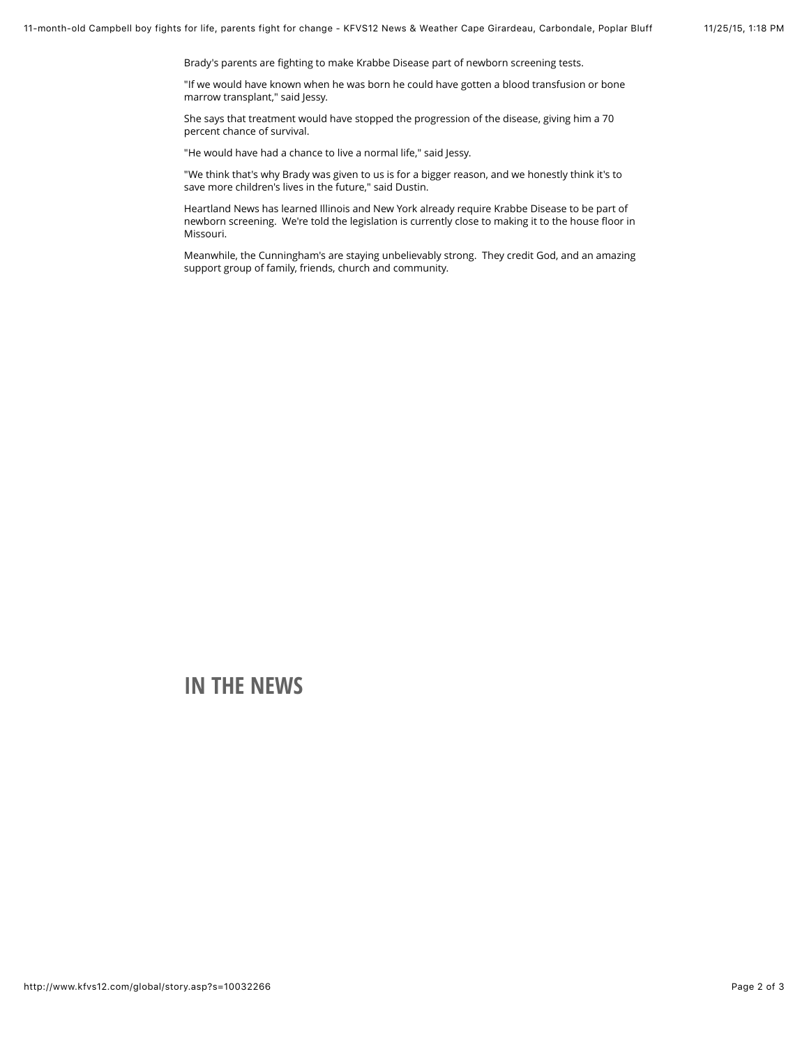Brady's parents are fighting to make Krabbe Disease part of newborn screening tests.

"If we would have known when he was born he could have gotten a blood transfusion or bone marrow transplant," said Jessy.

She says that treatment would have stopped the progression of the disease, giving him a 70 percent chance of survival.

"He would have had a chance to live a normal life," said Jessy.

"We think that's why Brady was given to us is for a bigger reason, and we honestly think it's to save more children's lives in the future," said Dustin.

Heartland News has learned Illinois and New York already require Krabbe Disease to be part of newborn screening. We're told the legislation is currently close to making it to the house floor in Missouri.

Meanwhile, the Cunningham's are staying unbelievably strong. They credit God, and an amazing support group of family, friends, church and community.

## IN THE NEWS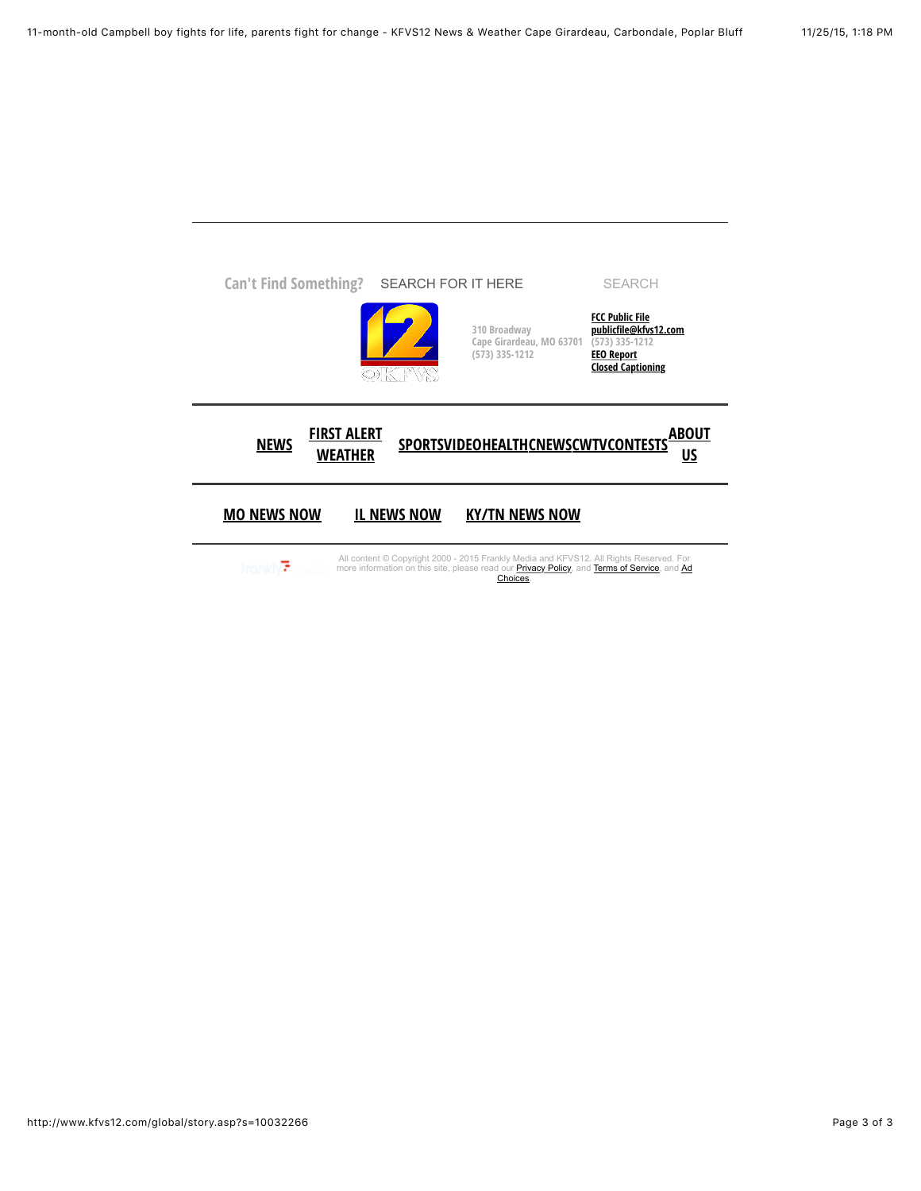Can't Find Something? SEARCH FOR IT HERE SEARCH

310 Broadway
Cape Girardeau, MO 63701
(573) 335-1212

FCC Public File
publicfile@kfvs12.com
(573) 335-1212
EEO Report
Closed Captioning

NEWS FIRST ALERT WEATHER SPORTS VIDEO HEALTH CNEWS CWTV CONTESTS ABOUT US

MO NEWS NOW IL NEWS NOW KY/TN NEWS NOW

All content © Copyright 2000 - 2015 Frankly Media and KFVS12. All Rights Reserved. For more information on this site, please read our Privacy Policy, and Terms of Service, and Ad Choices